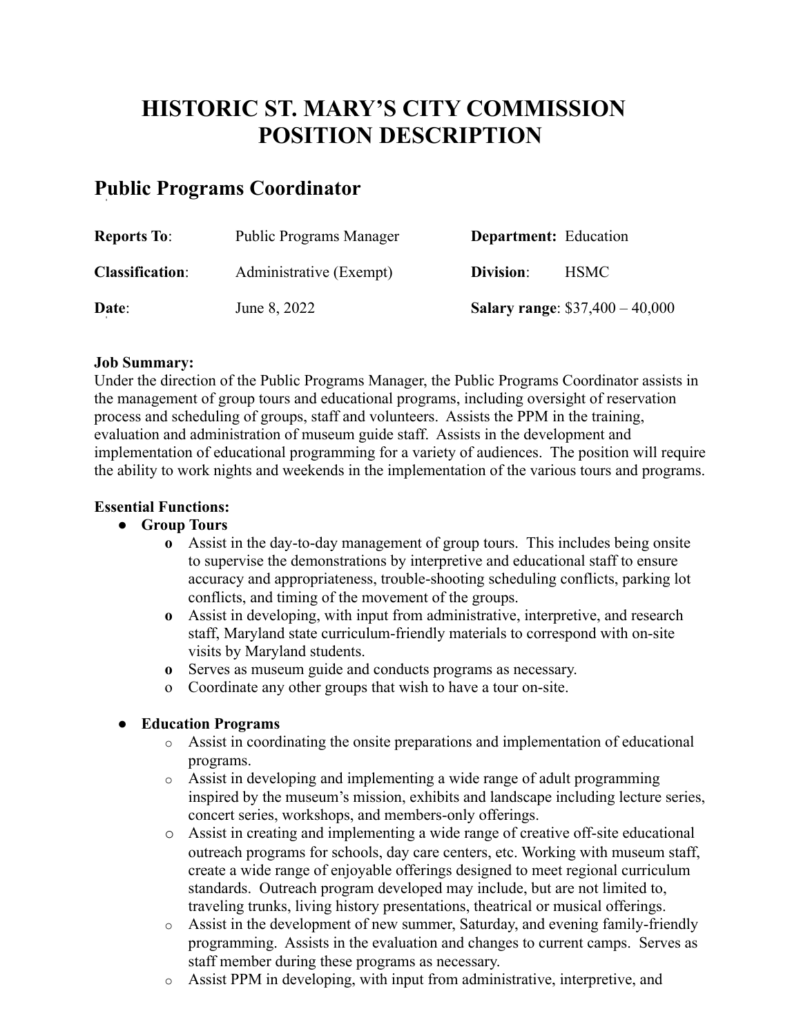# HISTORIC ST. MARY'S CITY COMMISSION
# POSITION DESCRIPTION

## Public Programs Coordinator

| | | | |
|---|---|---|---|
| **Reports To**: | Public Programs Manager | **Department:** | Education |
| **Classification**: | Administrative (Exempt) | **Division**: | HSMC |
| **Date**: | June 8, 2022 | **Salary range**: | $37,400 – 40,000 |

**Job Summary:**
Under the direction of the Public Programs Manager, the Public Programs Coordinator assists in the management of group tours and educational programs, including oversight of reservation process and scheduling of groups, staff and volunteers. Assists the PPM in the training, evaluation and administration of museum guide staff. Assists in the development and implementation of educational programming for a variety of audiences. The position will require the ability to work nights and weekends in the implementation of the various tours and programs.

**Essential Functions:**

- **Group Tours**
  - Assist in the day-to-day management of group tours. This includes being onsite to supervise the demonstrations by interpretive and educational staff to ensure accuracy and appropriateness, trouble-shooting scheduling conflicts, parking lot conflicts, and timing of the movement of the groups.
  - Assist in developing, with input from administrative, interpretive, and research staff, Maryland state curriculum-friendly materials to correspond with on-site visits by Maryland students.
  - Serves as museum guide and conducts programs as necessary.
  - Coordinate any other groups that wish to have a tour on-site.

- **Education Programs**
  - Assist in coordinating the onsite preparations and implementation of educational programs.
  - Assist in developing and implementing a wide range of adult programming inspired by the museum's mission, exhibits and landscape including lecture series, concert series, workshops, and members-only offerings.
  - Assist in creating and implementing a wide range of creative off-site educational outreach programs for schools, day care centers, etc. Working with museum staff, create a wide range of enjoyable offerings designed to meet regional curriculum standards. Outreach program developed may include, but are not limited to, traveling trunks, living history presentations, theatrical or musical offerings.
  - Assist in the development of new summer, Saturday, and evening family-friendly programming. Assists in the evaluation and changes to current camps. Serves as staff member during these programs as necessary.
  - Assist PPM in developing, with input from administrative, interpretive, and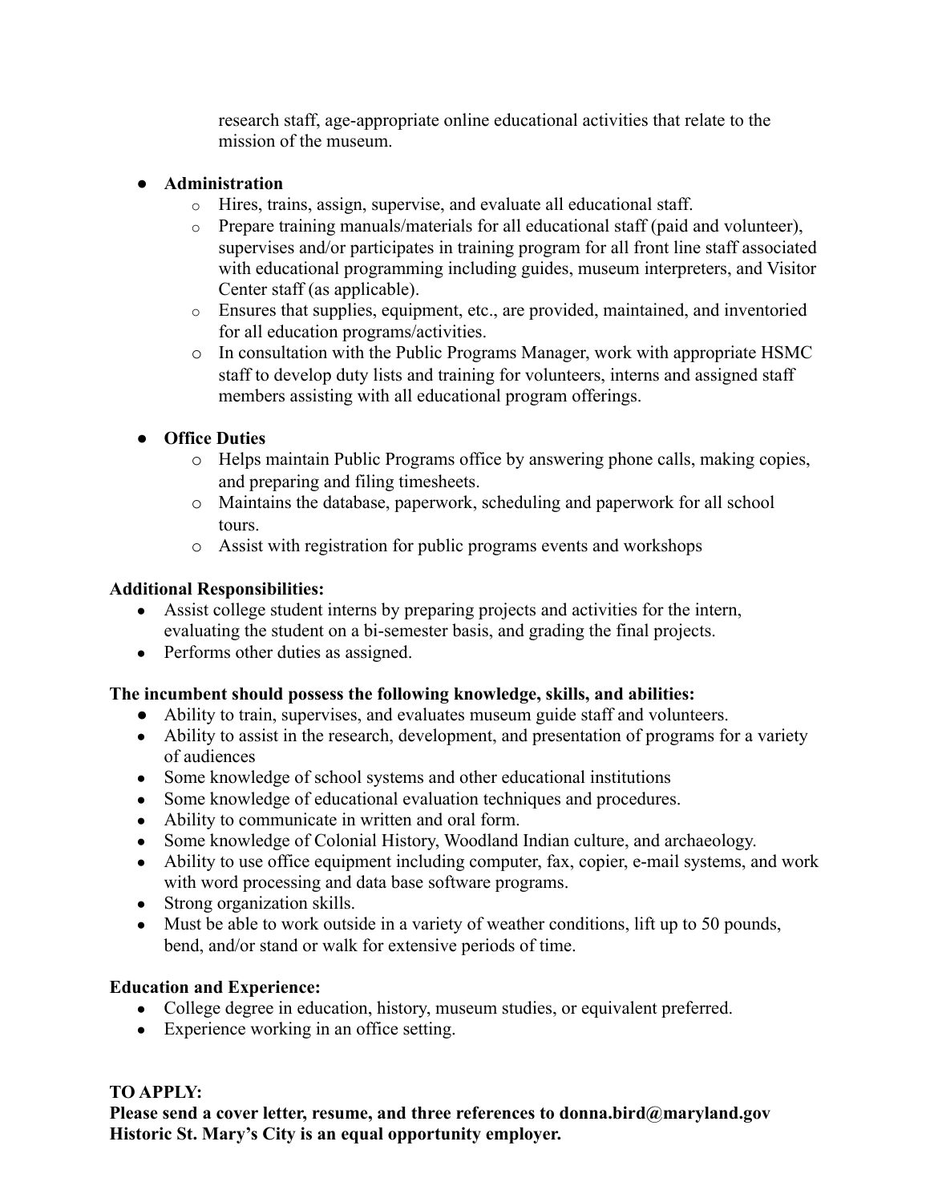research staff, age-appropriate online educational activities that relate to the mission of the museum.

- **Administration**
  - Hires, trains, assign, supervise, and evaluate all educational staff.
  - Prepare training manuals/materials for all educational staff (paid and volunteer), supervises and/or participates in training program for all front line staff associated with educational programming including guides, museum interpreters, and Visitor Center staff (as applicable).
  - Ensures that supplies, equipment, etc., are provided, maintained, and inventoried for all education programs/activities.
  - In consultation with the Public Programs Manager, work with appropriate HSMC staff to develop duty lists and training for volunteers, interns and assigned staff members assisting with all educational program offerings.

- **Office Duties**
  - Helps maintain Public Programs office by answering phone calls, making copies, and preparing and filing timesheets.
  - Maintains the database, paperwork, scheduling and paperwork for all school tours.
  - Assist with registration for public programs events and workshops

**Additional Responsibilities:**

- Assist college student interns by preparing projects and activities for the intern, evaluating the student on a bi-semester basis, and grading the final projects.
- Performs other duties as assigned.

**The incumbent should possess the following knowledge, skills, and abilities:**

- Ability to train, supervises, and evaluates museum guide staff and volunteers.
- Ability to assist in the research, development, and presentation of programs for a variety of audiences
- Some knowledge of school systems and other educational institutions
- Some knowledge of educational evaluation techniques and procedures.
- Ability to communicate in written and oral form.
- Some knowledge of Colonial History, Woodland Indian culture, and archaeology.
- Ability to use office equipment including computer, fax, copier, e-mail systems, and work with word processing and data base software programs.
- Strong organization skills.
- Must be able to work outside in a variety of weather conditions, lift up to 50 pounds, bend, and/or stand or walk for extensive periods of time.

**Education and Experience:**

- College degree in education, history, museum studies, or equivalent preferred.
- Experience working in an office setting.

**TO APPLY:**
**Please send a cover letter, resume, and three references to donna.bird@maryland.gov**
**Historic St. Mary's City is an equal opportunity employer.**